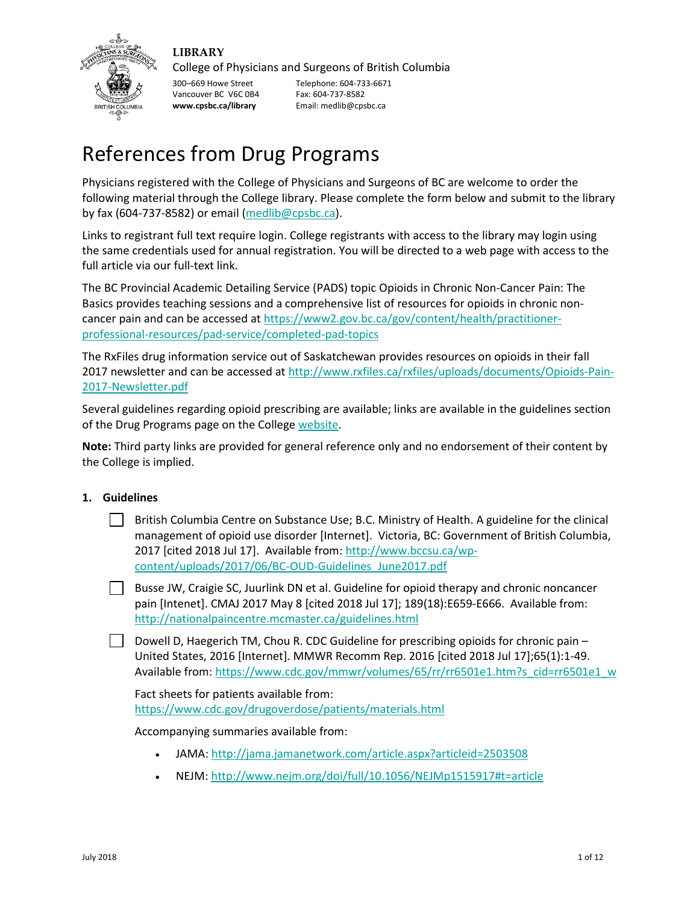**LIBRARY**

College of Physicians and Surgeons of British Columbia

300–669 Howe Street
Vancouver BC V6C 0B4
**www.cpsbc.ca/library**

Telephone: 604-733-6671
Fax: 604-737-8582
Email: medlib@cpsbc.ca

# References from Drug Programs

Physicians registered with the College of Physicians and Surgeons of BC are welcome to order the following material through the College library. Please complete the form below and submit to the library by fax (604-737-8582) or email (medlib@cpsbc.ca).

Links to registrant full text require login. College registrants with access to the library may login using the same credentials used for annual registration. You will be directed to a web page with access to the full article via our full-text link.

The BC Provincial Academic Detailing Service (PADS) topic Opioids in Chronic Non-Cancer Pain: The Basics provides teaching sessions and a comprehensive list of resources for opioids in chronic non-cancer pain and can be accessed at https://www2.gov.bc.ca/gov/content/health/practitioner-professional-resources/pad-service/completed-pad-topics

The RxFiles drug information service out of Saskatchewan provides resources on opioids in their fall 2017 newsletter and can be accessed at http://www.rxfiles.ca/rxfiles/uploads/documents/Opioids-Pain-2017-Newsletter.pdf

Several guidelines regarding opioid prescribing are available; links are available in the guidelines section of the Drug Programs page on the College website.

**Note:** Third party links are provided for general reference only and no endorsement of their content by the College is implied.

## 1. Guidelines

- ☐ British Columbia Centre on Substance Use; B.C. Ministry of Health. A guideline for the clinical management of opioid use disorder [Internet]. Victoria, BC: Government of British Columbia, 2017 [cited 2018 Jul 17]. Available from: http://www.bccsu.ca/wp-content/uploads/2017/06/BC-OUD-Guidelines_June2017.pdf

- ☐ Busse JW, Craigie SC, Juurlink DN et al. Guideline for opioid therapy and chronic noncancer pain [Intenet]. CMAJ 2017 May 8 [cited 2018 Jul 17]; 189(18):E659-E666. Available from: http://nationalpaincentre.mcmaster.ca/guidelines.html

- ☐ Dowell D, Haegerich TM, Chou R. CDC Guideline for prescribing opioids for chronic pain – United States, 2016 [Internet]. MMWR Recomm Rep. 2016 [cited 2018 Jul 17];65(1):1-49. Available from: https://www.cdc.gov/mmwr/volumes/65/rr/rr6501e1.htm?s_cid=rr6501e1_w

  Fact sheets for patients available from: https://www.cdc.gov/drugoverdose/patients/materials.html

  Accompanying summaries available from:

  - JAMA: http://jama.jamanetwork.com/article.aspx?articleid=2503508
  - NEJM: http://www.nejm.org/doi/full/10.1056/NEJMp1515917#t=article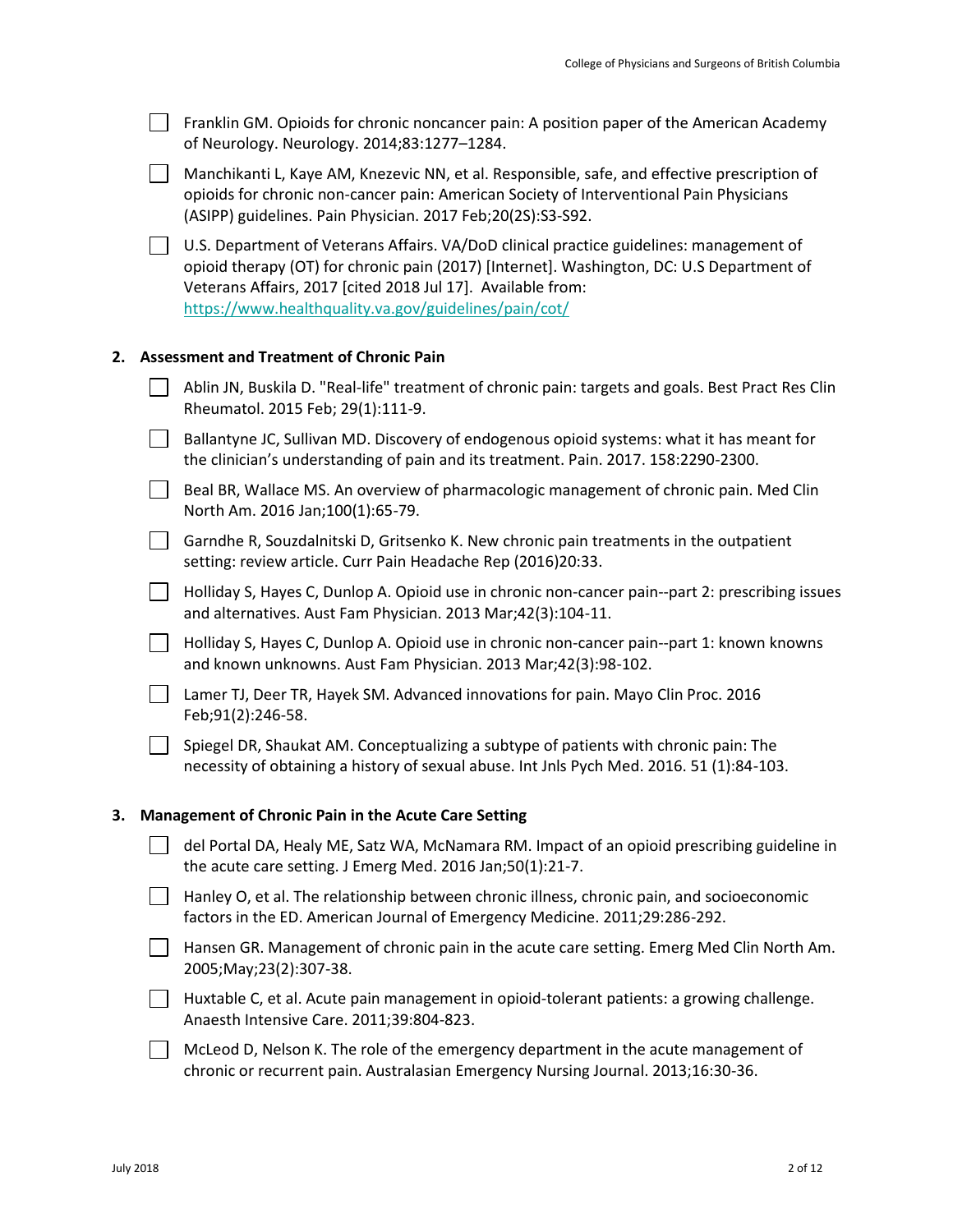- [ ] Franklin GM. Opioids for chronic noncancer pain: A position paper of the American Academy of Neurology. Neurology. 2014;83:1277–1284.
- [ ] Manchikanti L, Kaye AM, Knezevic NN, et al. Responsible, safe, and effective prescription of opioids for chronic non-cancer pain: American Society of Interventional Pain Physicians (ASIPP) guidelines. Pain Physician. 2017 Feb;20(2S):S3-S92.
- [ ] U.S. Department of Veterans Affairs. VA/DoD clinical practice guidelines: management of opioid therapy (OT) for chronic pain (2017) [Internet]. Washington, DC: U.S Department of Veterans Affairs, 2017 [cited 2018 Jul 17]. Available from: https://www.healthquality.va.gov/guidelines/pain/cot/

## 2. Assessment and Treatment of Chronic Pain

- [ ] Ablin JN, Buskila D. "Real-life" treatment of chronic pain: targets and goals. Best Pract Res Clin Rheumatol. 2015 Feb; 29(1):111-9.
- [ ] Ballantyne JC, Sullivan MD. Discovery of endogenous opioid systems: what it has meant for the clinician's understanding of pain and its treatment. Pain. 2017. 158:2290-2300.
- [ ] Beal BR, Wallace MS. An overview of pharmacologic management of chronic pain. Med Clin North Am. 2016 Jan;100(1):65-79.
- [ ] Garndhe R, Souzdalnitski D, Gritsenko K. New chronic pain treatments in the outpatient setting: review article. Curr Pain Headache Rep (2016)20:33.
- [ ] Holliday S, Hayes C, Dunlop A. Opioid use in chronic non-cancer pain--part 2: prescribing issues and alternatives. Aust Fam Physician. 2013 Mar;42(3):104-11.
- [ ] Holliday S, Hayes C, Dunlop A. Opioid use in chronic non-cancer pain--part 1: known knowns and known unknowns. Aust Fam Physician. 2013 Mar;42(3):98-102.
- [ ] Lamer TJ, Deer TR, Hayek SM. Advanced innovations for pain. Mayo Clin Proc. 2016 Feb;91(2):246-58.
- [ ] Spiegel DR, Shaukat AM. Conceptualizing a subtype of patients with chronic pain: The necessity of obtaining a history of sexual abuse. Int Jnls Pych Med. 2016. 51 (1):84-103.

## 3. Management of Chronic Pain in the Acute Care Setting

- [ ] del Portal DA, Healy ME, Satz WA, McNamara RM. Impact of an opioid prescribing guideline in the acute care setting. J Emerg Med. 2016 Jan;50(1):21-7.
- [ ] Hanley O, et al. The relationship between chronic illness, chronic pain, and socioeconomic factors in the ED. American Journal of Emergency Medicine. 2011;29:286-292.
- [ ] Hansen GR. Management of chronic pain in the acute care setting. Emerg Med Clin North Am. 2005;May;23(2):307-38.
- [ ] Huxtable C, et al. Acute pain management in opioid-tolerant patients: a growing challenge. Anaesth Intensive Care. 2011;39:804-823.
- [ ] McLeod D, Nelson K. The role of the emergency department in the acute management of chronic or recurrent pain. Australasian Emergency Nursing Journal. 2013;16:30-36.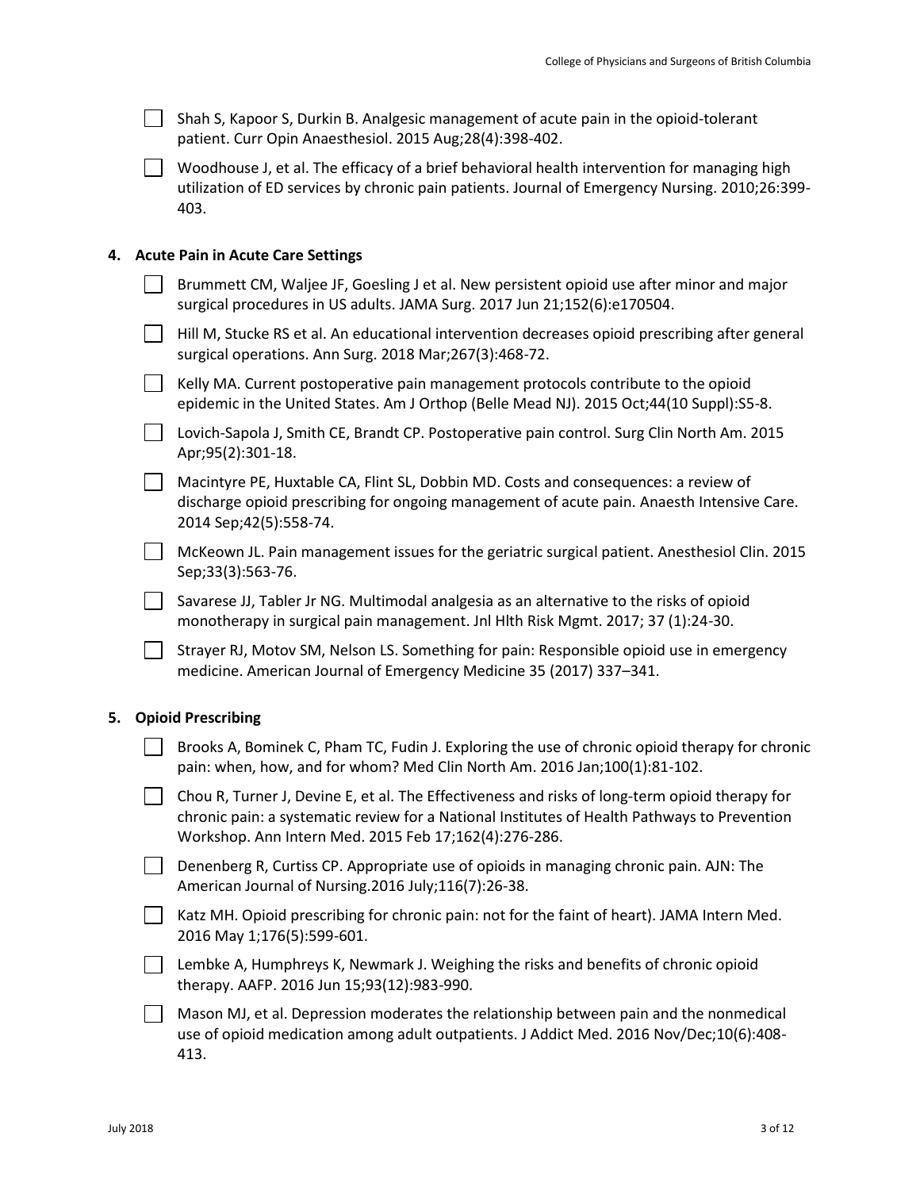- [ ] Shah S, Kapoor S, Durkin B. Analgesic management of acute pain in the opioid-tolerant patient. Curr Opin Anaesthesiol. 2015 Aug;28(4):398-402.
- [ ] Woodhouse J, et al. The efficacy of a brief behavioral health intervention for managing high utilization of ED services by chronic pain patients. Journal of Emergency Nursing. 2010;26:399-403.

**4. Acute Pain in Acute Care Settings**

- [ ] Brummett CM, Waljee JF, Goesling J et al. New persistent opioid use after minor and major surgical procedures in US adults. JAMA Surg. 2017 Jun 21;152(6):e170504.
- [ ] Hill M, Stucke RS et al. An educational intervention decreases opioid prescribing after general surgical operations. Ann Surg. 2018 Mar;267(3):468-72.
- [ ] Kelly MA. Current postoperative pain management protocols contribute to the opioid epidemic in the United States. Am J Orthop (Belle Mead NJ). 2015 Oct;44(10 Suppl):S5-8.
- [ ] Lovich-Sapola J, Smith CE, Brandt CP. Postoperative pain control. Surg Clin North Am. 2015 Apr;95(2):301-18.
- [ ] Macintyre PE, Huxtable CA, Flint SL, Dobbin MD. Costs and consequences: a review of discharge opioid prescribing for ongoing management of acute pain. Anaesth Intensive Care. 2014 Sep;42(5):558-74.
- [ ] McKeown JL. Pain management issues for the geriatric surgical patient. Anesthesiol Clin. 2015 Sep;33(3):563-76.
- [ ] Savarese JJ, Tabler Jr NG. Multimodal analgesia as an alternative to the risks of opioid monotherapy in surgical pain management. Jnl Hlth Risk Mgmt. 2017; 37 (1):24-30.
- [ ] Strayer RJ, Motov SM, Nelson LS. Something for pain: Responsible opioid use in emergency medicine. American Journal of Emergency Medicine 35 (2017) 337–341.

**5. Opioid Prescribing**

- [ ] Brooks A, Bominek C, Pham TC, Fudin J. Exploring the use of chronic opioid therapy for chronic pain: when, how, and for whom? Med Clin North Am. 2016 Jan;100(1):81-102.
- [ ] Chou R, Turner J, Devine E, et al. The Effectiveness and risks of long-term opioid therapy for chronic pain: a systematic review for a National Institutes of Health Pathways to Prevention Workshop. Ann Intern Med. 2015 Feb 17;162(4):276-286.
- [ ] Denenberg R, Curtiss CP. Appropriate use of opioids in managing chronic pain. AJN: The American Journal of Nursing.2016 July;116(7):26-38.
- [ ] Katz MH. Opioid prescribing for chronic pain: not for the faint of heart). JAMA Intern Med. 2016 May 1;176(5):599-601.
- [ ] Lembke A, Humphreys K, Newmark J. Weighing the risks and benefits of chronic opioid therapy. AAFP. 2016 Jun 15;93(12):983-990.
- [ ] Mason MJ, et al. Depression moderates the relationship between pain and the nonmedical use of opioid medication among adult outpatients. J Addict Med. 2016 Nov/Dec;10(6):408-413.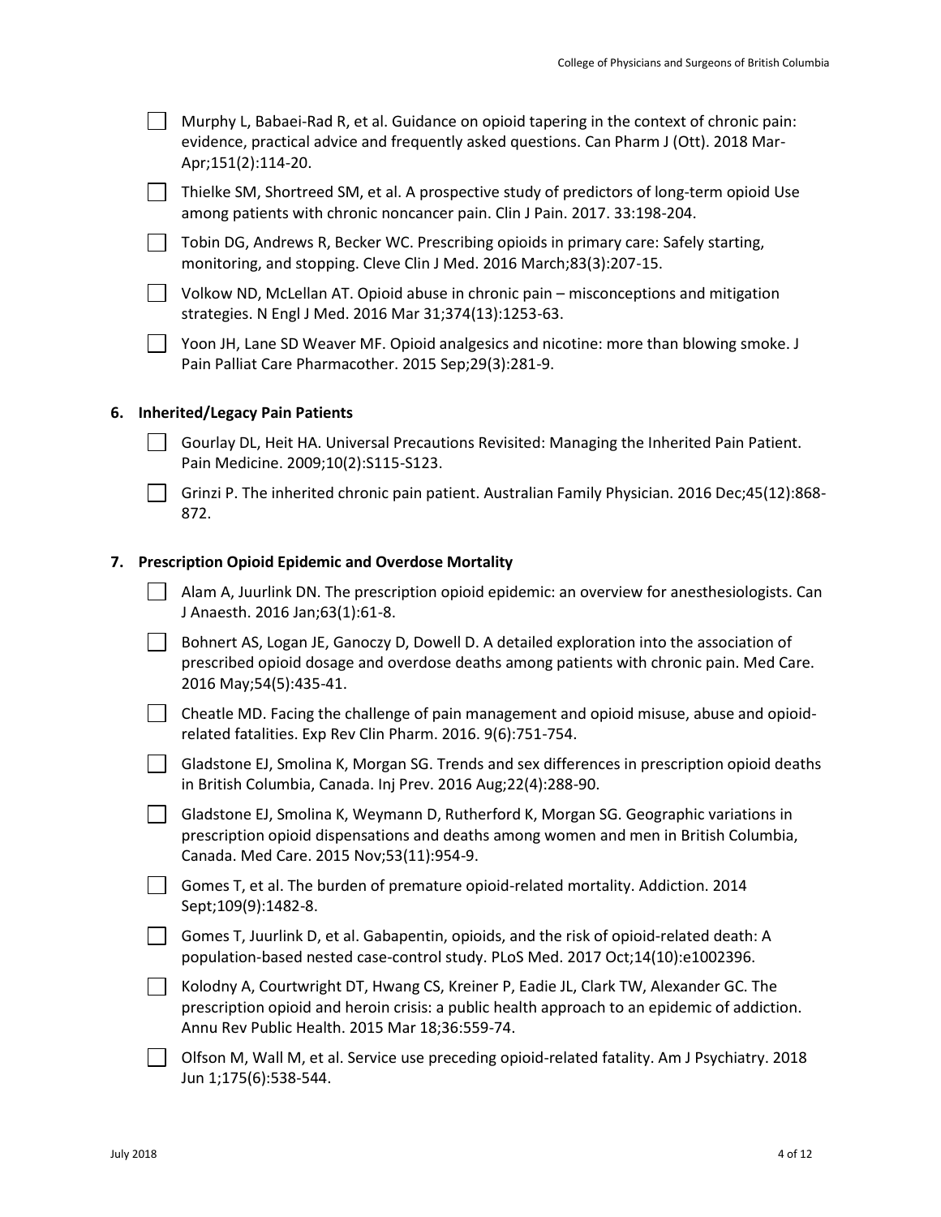- [ ] Murphy L, Babaei-Rad R, et al. Guidance on opioid tapering in the context of chronic pain: evidence, practical advice and frequently asked questions. Can Pharm J (Ott). 2018 Mar-Apr;151(2):114-20.
- [ ] Thielke SM, Shortreed SM, et al. A prospective study of predictors of long-term opioid Use among patients with chronic noncancer pain. Clin J Pain. 2017. 33:198-204.
- [ ] Tobin DG, Andrews R, Becker WC. Prescribing opioids in primary care: Safely starting, monitoring, and stopping. Cleve Clin J Med. 2016 March;83(3):207-15.
- [ ] Volkow ND, McLellan AT. Opioid abuse in chronic pain – misconceptions and mitigation strategies. N Engl J Med. 2016 Mar 31;374(13):1253-63.
- [ ] Yoon JH, Lane SD Weaver MF. Opioid analgesics and nicotine: more than blowing smoke. J Pain Palliat Care Pharmacother. 2015 Sep;29(3):281-9.

## 6. Inherited/Legacy Pain Patients

- [ ] Gourlay DL, Heit HA. Universal Precautions Revisited: Managing the Inherited Pain Patient. Pain Medicine. 2009;10(2):S115-S123.
- [ ] Grinzi P. The inherited chronic pain patient. Australian Family Physician. 2016 Dec;45(12):868-872.

## 7. Prescription Opioid Epidemic and Overdose Mortality

- [ ] Alam A, Juurlink DN. The prescription opioid epidemic: an overview for anesthesiologists. Can J Anaesth. 2016 Jan;63(1):61-8.
- [ ] Bohnert AS, Logan JE, Ganoczy D, Dowell D. A detailed exploration into the association of prescribed opioid dosage and overdose deaths among patients with chronic pain. Med Care. 2016 May;54(5):435-41.
- [ ] Cheatle MD. Facing the challenge of pain management and opioid misuse, abuse and opioid-related fatalities. Exp Rev Clin Pharm. 2016. 9(6):751-754.
- [ ] Gladstone EJ, Smolina K, Morgan SG. Trends and sex differences in prescription opioid deaths in British Columbia, Canada. Inj Prev. 2016 Aug;22(4):288-90.
- [ ] Gladstone EJ, Smolina K, Weymann D, Rutherford K, Morgan SG. Geographic variations in prescription opioid dispensations and deaths among women and men in British Columbia, Canada. Med Care. 2015 Nov;53(11):954-9.
- [ ] Gomes T, et al. The burden of premature opioid-related mortality. Addiction. 2014 Sept;109(9):1482-8.
- [ ] Gomes T, Juurlink D, et al. Gabapentin, opioids, and the risk of opioid-related death: A population-based nested case-control study. PLoS Med. 2017 Oct;14(10):e1002396.
- [ ] Kolodny A, Courtwright DT, Hwang CS, Kreiner P, Eadie JL, Clark TW, Alexander GC. The prescription opioid and heroin crisis: a public health approach to an epidemic of addiction. Annu Rev Public Health. 2015 Mar 18;36:559-74.
- [ ] Olfson M, Wall M, et al. Service use preceding opioid-related fatality. Am J Psychiatry. 2018 Jun 1;175(6):538-544.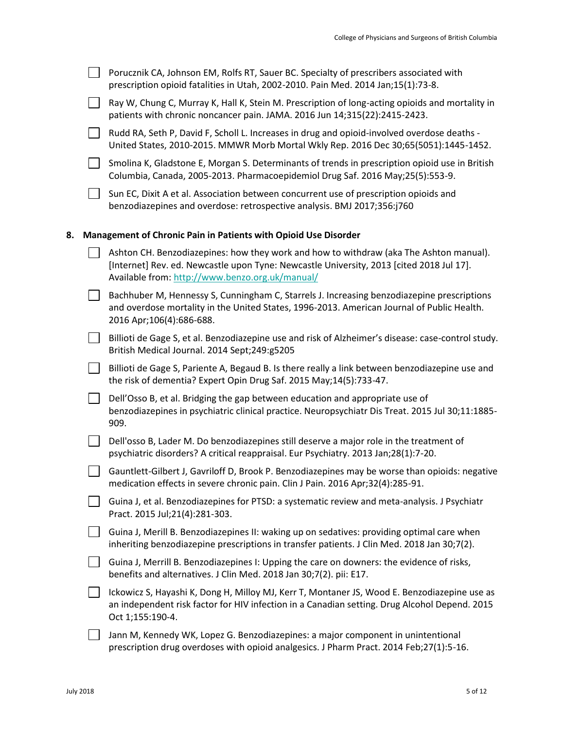- [ ] Porucznik CA, Johnson EM, Rolfs RT, Sauer BC. Specialty of prescribers associated with prescription opioid fatalities in Utah, 2002-2010. Pain Med. 2014 Jan;15(1):73-8.
- [ ] Ray W, Chung C, Murray K, Hall K, Stein M. Prescription of long-acting opioids and mortality in patients with chronic noncancer pain. JAMA. 2016 Jun 14;315(22):2415-2423.
- [ ] Rudd RA, Seth P, David F, Scholl L. Increases in drug and opioid-involved overdose deaths - United States, 2010-2015. MMWR Morb Mortal Wkly Rep. 2016 Dec 30;65(5051):1445-1452.
- [ ] Smolina K, Gladstone E, Morgan S. Determinants of trends in prescription opioid use in British Columbia, Canada, 2005-2013. Pharmacoepidemiol Drug Saf. 2016 May;25(5):553-9.
- [ ] Sun EC, Dixit A et al. Association between concurrent use of prescription opioids and benzodiazepines and overdose: retrospective analysis. BMJ 2017;356:j760

## 8. Management of Chronic Pain in Patients with Opioid Use Disorder

- [ ] Ashton CH. Benzodiazepines: how they work and how to withdraw (aka The Ashton manual). [Internet] Rev. ed. Newcastle upon Tyne: Newcastle University, 2013 [cited 2018 Jul 17]. Available from: http://www.benzo.org.uk/manual/
- [ ] Bachhuber M, Hennessy S, Cunningham C, Starrels J. Increasing benzodiazepine prescriptions and overdose mortality in the United States, 1996-2013. American Journal of Public Health. 2016 Apr;106(4):686-688.
- [ ] Billioti de Gage S, et al. Benzodiazepine use and risk of Alzheimer's disease: case-control study. British Medical Journal. 2014 Sept;249:g5205
- [ ] Billioti de Gage S, Pariente A, Begaud B. Is there really a link between benzodiazepine use and the risk of dementia? Expert Opin Drug Saf. 2015 May;14(5):733-47.
- [ ] Dell'Osso B, et al. Bridging the gap between education and appropriate use of benzodiazepines in psychiatric clinical practice. Neuropsychiatr Dis Treat. 2015 Jul 30;11:1885-909.
- [ ] Dell'osso B, Lader M. Do benzodiazepines still deserve a major role in the treatment of psychiatric disorders? A critical reappraisal. Eur Psychiatry. 2013 Jan;28(1):7-20.
- [ ] Gauntlett-Gilbert J, Gavriloff D, Brook P. Benzodiazepines may be worse than opioids: negative medication effects in severe chronic pain. Clin J Pain. 2016 Apr;32(4):285-91.
- [ ] Guina J, et al. Benzodiazepines for PTSD: a systematic review and meta-analysis. J Psychiatr Pract. 2015 Jul;21(4):281-303.
- [ ] Guina J, Merill B. Benzodiazepines II: waking up on sedatives: providing optimal care when inheriting benzodiazepine prescriptions in transfer patients. J Clin Med. 2018 Jan 30;7(2).
- [ ] Guina J, Merrill B. Benzodiazepines I: Upping the care on downers: the evidence of risks, benefits and alternatives. J Clin Med. 2018 Jan 30;7(2). pii: E17.
- [ ] Ickowicz S, Hayashi K, Dong H, Milloy MJ, Kerr T, Montaner JS, Wood E. Benzodiazepine use as an independent risk factor for HIV infection in a Canadian setting. Drug Alcohol Depend. 2015 Oct 1;155:190-4.
- [ ] Jann M, Kennedy WK, Lopez G. Benzodiazepines: a major component in unintentional prescription drug overdoses with opioid analgesics. J Pharm Pract. 2014 Feb;27(1):5-16.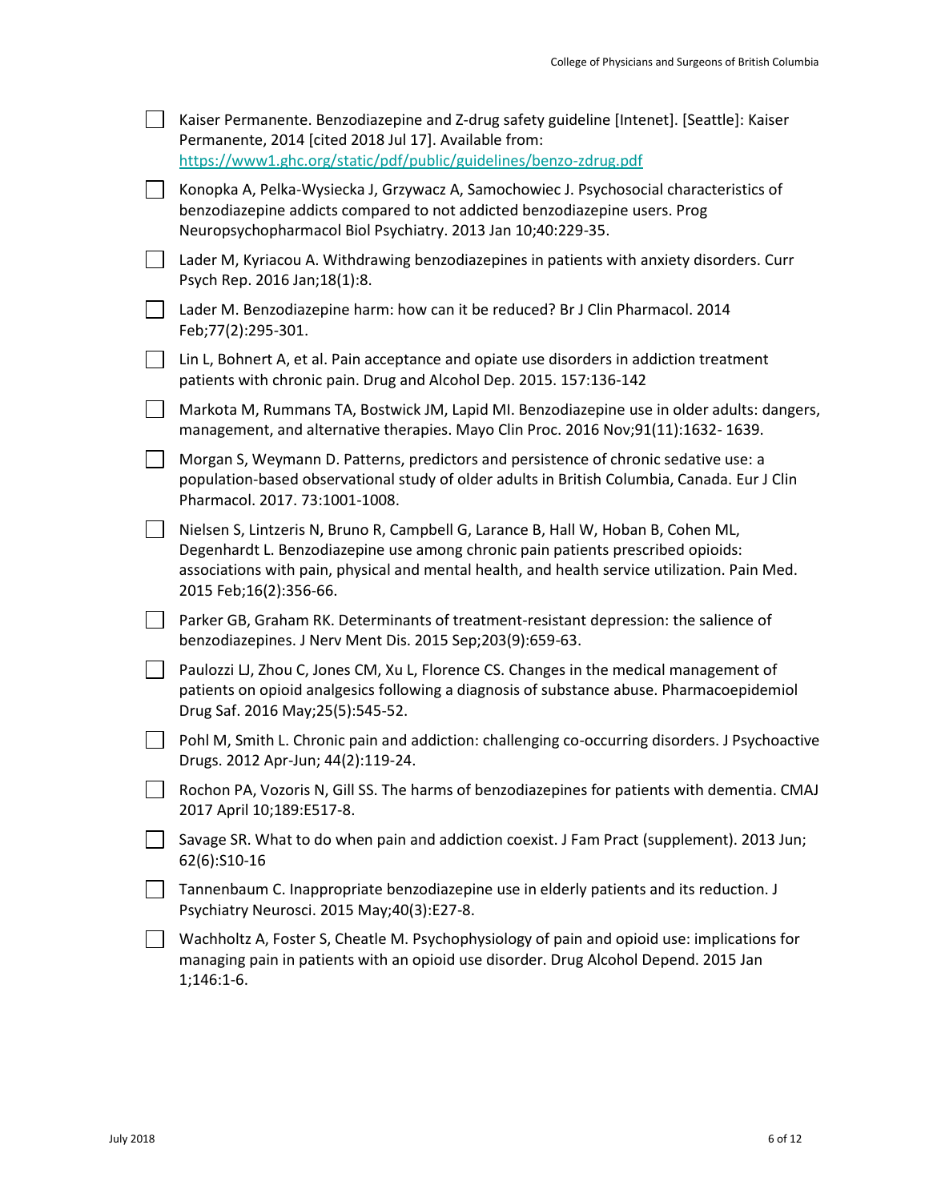- [ ] Kaiser Permanente. Benzodiazepine and Z-drug safety guideline [Intenet]. [Seattle]: Kaiser Permanente, 2014 [cited 2018 Jul 17]. Available from: [https://www1.ghc.org/static/pdf/public/guidelines/benzo-zdrug.pdf](https://www1.ghc.org/static/pdf/public/guidelines/benzo-zdrug.pdf)
- [ ] Konopka A, Pelka-Wysiecka J, Grzywacz A, Samochowiec J. Psychosocial characteristics of benzodiazepine addicts compared to not addicted benzodiazepine users. Prog Neuropsychopharmacol Biol Psychiatry. 2013 Jan 10;40:229-35.
- [ ] Lader M, Kyriacou A. Withdrawing benzodiazepines in patients with anxiety disorders. Curr Psych Rep. 2016 Jan;18(1):8.
- [ ] Lader M. Benzodiazepine harm: how can it be reduced? Br J Clin Pharmacol. 2014 Feb;77(2):295-301.
- [ ] Lin L, Bohnert A, et al. Pain acceptance and opiate use disorders in addiction treatment patients with chronic pain. Drug and Alcohol Dep. 2015. 157:136-142
- [ ] Markota M, Rummans TA, Bostwick JM, Lapid MI. Benzodiazepine use in older adults: dangers, management, and alternative therapies. Mayo Clin Proc. 2016 Nov;91(11):1632- 1639.
- [ ] Morgan S, Weymann D. Patterns, predictors and persistence of chronic sedative use: a population-based observational study of older adults in British Columbia, Canada. Eur J Clin Pharmacol. 2017. 73:1001-1008.
- [ ] Nielsen S, Lintzeris N, Bruno R, Campbell G, Larance B, Hall W, Hoban B, Cohen ML, Degenhardt L. Benzodiazepine use among chronic pain patients prescribed opioids: associations with pain, physical and mental health, and health service utilization. Pain Med. 2015 Feb;16(2):356-66.
- [ ] Parker GB, Graham RK. Determinants of treatment-resistant depression: the salience of benzodiazepines. J Nerv Ment Dis. 2015 Sep;203(9):659-63.
- [ ] Paulozzi LJ, Zhou C, Jones CM, Xu L, Florence CS. Changes in the medical management of patients on opioid analgesics following a diagnosis of substance abuse. Pharmacoepidemiol Drug Saf. 2016 May;25(5):545-52.
- [ ] Pohl M, Smith L. Chronic pain and addiction: challenging co-occurring disorders. J Psychoactive Drugs. 2012 Apr-Jun; 44(2):119-24.
- [ ] Rochon PA, Vozoris N, Gill SS. The harms of benzodiazepines for patients with dementia. CMAJ 2017 April 10;189:E517-8.
- [ ] Savage SR. What to do when pain and addiction coexist. J Fam Pract (supplement). 2013 Jun; 62(6):S10-16
- [ ] Tannenbaum C. Inappropriate benzodiazepine use in elderly patients and its reduction. J Psychiatry Neurosci. 2015 May;40(3):E27-8.
- [ ] Wachholtz A, Foster S, Cheatle M. Psychophysiology of pain and opioid use: implications for managing pain in patients with an opioid use disorder. Drug Alcohol Depend. 2015 Jan 1;146:1-6.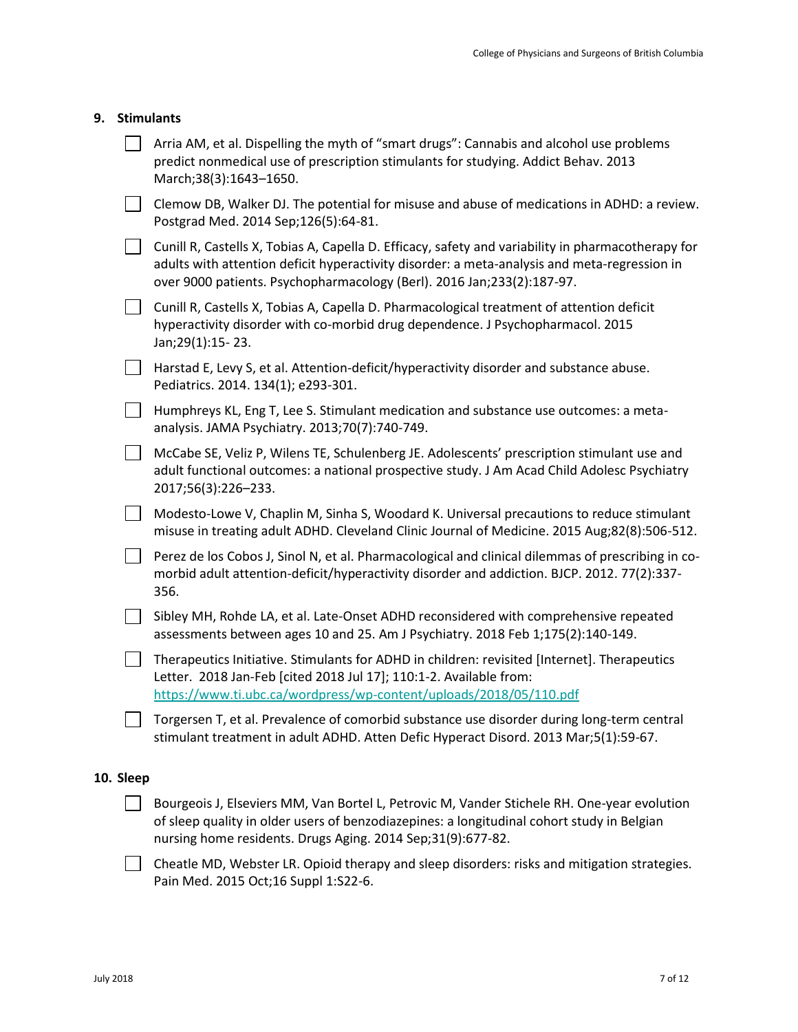## 9. Stimulants

- [ ] Arria AM, et al. Dispelling the myth of "smart drugs": Cannabis and alcohol use problems predict nonmedical use of prescription stimulants for studying. Addict Behav. 2013 March;38(3):1643–1650.
- [ ] Clemow DB, Walker DJ. The potential for misuse and abuse of medications in ADHD: a review. Postgrad Med. 2014 Sep;126(5):64-81.
- [ ] Cunill R, Castells X, Tobias A, Capella D. Efficacy, safety and variability in pharmacotherapy for adults with attention deficit hyperactivity disorder: a meta-analysis and meta-regression in over 9000 patients. Psychopharmacology (Berl). 2016 Jan;233(2):187-97.
- [ ] Cunill R, Castells X, Tobias A, Capella D. Pharmacological treatment of attention deficit hyperactivity disorder with co-morbid drug dependence. J Psychopharmacol. 2015 Jan;29(1):15- 23.
- [ ] Harstad E, Levy S, et al. Attention-deficit/hyperactivity disorder and substance abuse. Pediatrics. 2014. 134(1); e293-301.
- [ ] Humphreys KL, Eng T, Lee S. Stimulant medication and substance use outcomes: a meta-analysis. JAMA Psychiatry. 2013;70(7):740-749.
- [ ] McCabe SE, Veliz P, Wilens TE, Schulenberg JE. Adolescents' prescription stimulant use and adult functional outcomes: a national prospective study. J Am Acad Child Adolesc Psychiatry 2017;56(3):226–233.
- [ ] Modesto-Lowe V, Chaplin M, Sinha S, Woodard K. Universal precautions to reduce stimulant misuse in treating adult ADHD. Cleveland Clinic Journal of Medicine. 2015 Aug;82(8):506-512.
- [ ] Perez de los Cobos J, Sinol N, et al. Pharmacological and clinical dilemmas of prescribing in co-morbid adult attention-deficit/hyperactivity disorder and addiction. BJCP. 2012. 77(2):337-356.
- [ ] Sibley MH, Rohde LA, et al. Late-Onset ADHD reconsidered with comprehensive repeated assessments between ages 10 and 25. Am J Psychiatry. 2018 Feb 1;175(2):140-149.
- [ ] Therapeutics Initiative. Stimulants for ADHD in children: revisited [Internet]. Therapeutics Letter. 2018 Jan-Feb [cited 2018 Jul 17]; 110:1-2. Available from: https://www.ti.ubc.ca/wordpress/wp-content/uploads/2018/05/110.pdf
- [ ] Torgersen T, et al. Prevalence of comorbid substance use disorder during long-term central stimulant treatment in adult ADHD. Atten Defic Hyperact Disord. 2013 Mar;5(1):59-67.

## 10. Sleep

- [ ] Bourgeois J, Elseviers MM, Van Bortel L, Petrovic M, Vander Stichele RH. One-year evolution of sleep quality in older users of benzodiazepines: a longitudinal cohort study in Belgian nursing home residents. Drugs Aging. 2014 Sep;31(9):677-82.
- [ ] Cheatle MD, Webster LR. Opioid therapy and sleep disorders: risks and mitigation strategies. Pain Med. 2015 Oct;16 Suppl 1:S22-6.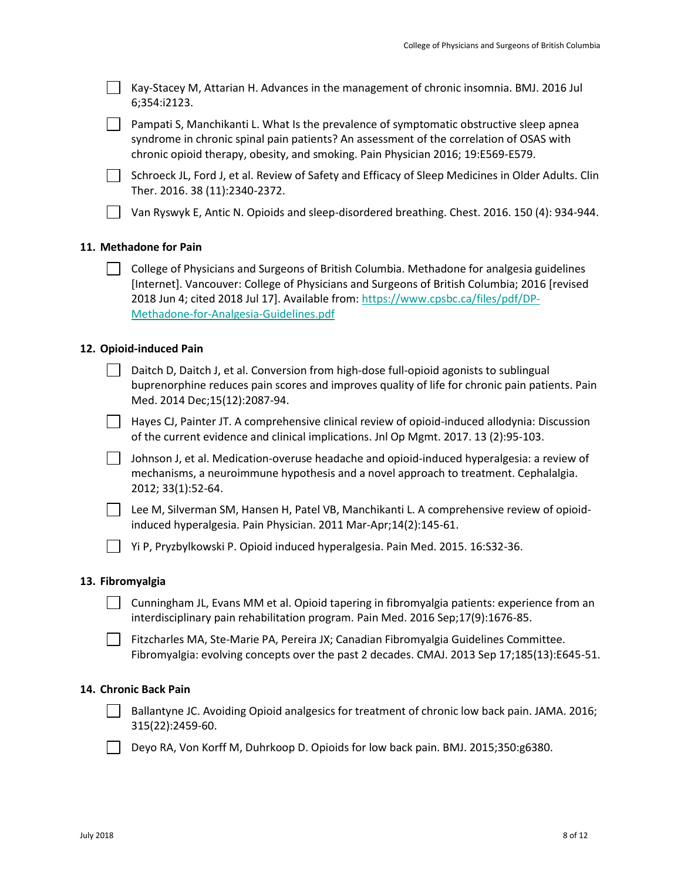- [ ] Kay-Stacey M, Attarian H. Advances in the management of chronic insomnia. BMJ. 2016 Jul 6;354:i2123.
- [ ] Pampati S, Manchikanti L. What Is the prevalence of symptomatic obstructive sleep apnea syndrome in chronic spinal pain patients? An assessment of the correlation of OSAS with chronic opioid therapy, obesity, and smoking. Pain Physician 2016; 19:E569-E579.
- [ ] Schroeck JL, Ford J, et al. Review of Safety and Efficacy of Sleep Medicines in Older Adults. Clin Ther. 2016. 38 (11):2340-2372.
- [ ] Van Ryswyk E, Antic N. Opioids and sleep-disordered breathing. Chest. 2016. 150 (4): 934-944.

### 11. Methadone for Pain

- [ ] College of Physicians and Surgeons of British Columbia. Methadone for analgesia guidelines [Internet]. Vancouver: College of Physicians and Surgeons of British Columbia; 2016 [revised 2018 Jun 4; cited 2018 Jul 17]. Available from: https://www.cpsbc.ca/files/pdf/DP-Methadone-for-Analgesia-Guidelines.pdf

### 12. Opioid-induced Pain

- [ ] Daitch D, Daitch J, et al. Conversion from high-dose full-opioid agonists to sublingual buprenorphine reduces pain scores and improves quality of life for chronic pain patients. Pain Med. 2014 Dec;15(12):2087-94.
- [ ] Hayes CJ, Painter JT. A comprehensive clinical review of opioid-induced allodynia: Discussion of the current evidence and clinical implications. Jnl Op Mgmt. 2017. 13 (2):95-103.
- [ ] Johnson J, et al. Medication-overuse headache and opioid-induced hyperalgesia: a review of mechanisms, a neuroimmune hypothesis and a novel approach to treatment. Cephalalgia. 2012; 33(1):52-64.
- [ ] Lee M, Silverman SM, Hansen H, Patel VB, Manchikanti L. A comprehensive review of opioid-induced hyperalgesia. Pain Physician. 2011 Mar-Apr;14(2):145-61.
- [ ] Yi P, Pryzbylkowski P. Opioid induced hyperalgesia. Pain Med. 2015. 16:S32-36.

### 13. Fibromyalgia

- [ ] Cunningham JL, Evans MM et al. Opioid tapering in fibromyalgia patients: experience from an interdisciplinary pain rehabilitation program. Pain Med. 2016 Sep;17(9):1676-85.
- [ ] Fitzcharles MA, Ste-Marie PA, Pereira JX; Canadian Fibromyalgia Guidelines Committee. Fibromyalgia: evolving concepts over the past 2 decades. CMAJ. 2013 Sep 17;185(13):E645-51.

### 14. Chronic Back Pain

- [ ] Ballantyne JC. Avoiding Opioid analgesics for treatment of chronic low back pain. JAMA. 2016; 315(22):2459-60.
- [ ] Deyo RA, Von Korff M, Duhrkoop D. Opioids for low back pain. BMJ. 2015;350:g6380.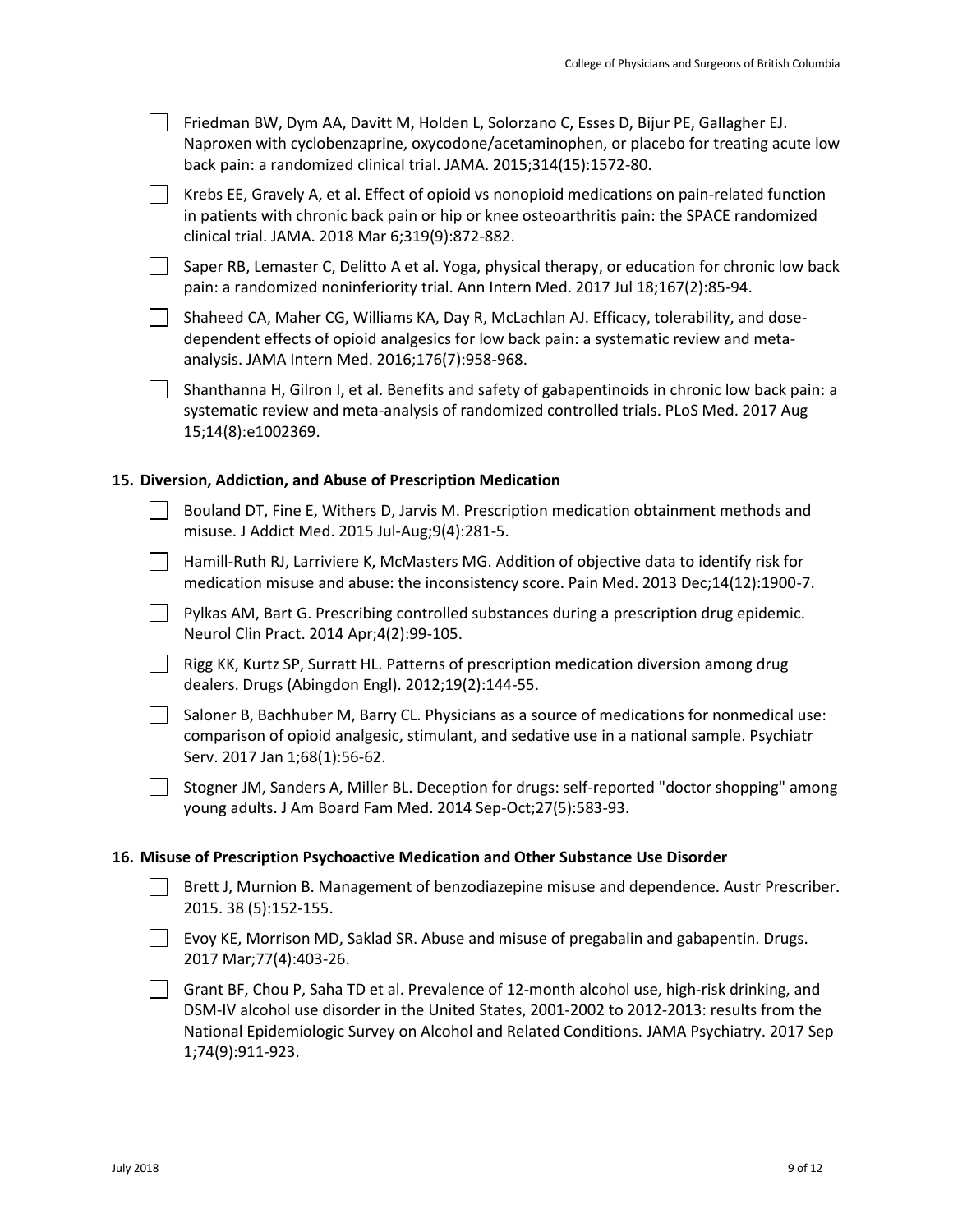- [ ] Friedman BW, Dym AA, Davitt M, Holden L, Solorzano C, Esses D, Bijur PE, Gallagher EJ. Naproxen with cyclobenzaprine, oxycodone/acetaminophen, or placebo for treating acute low back pain: a randomized clinical trial. JAMA. 2015;314(15):1572-80.
- [ ] Krebs EE, Gravely A, et al. Effect of opioid vs nonopioid medications on pain-related function in patients with chronic back pain or hip or knee osteoarthritis pain: the SPACE randomized clinical trial. JAMA. 2018 Mar 6;319(9):872-882.
- [ ] Saper RB, Lemaster C, Delitto A et al. Yoga, physical therapy, or education for chronic low back pain: a randomized noninferiority trial. Ann Intern Med. 2017 Jul 18;167(2):85-94.
- [ ] Shaheed CA, Maher CG, Williams KA, Day R, McLachlan AJ. Efficacy, tolerability, and dose-dependent effects of opioid analgesics for low back pain: a systematic review and meta-analysis. JAMA Intern Med. 2016;176(7):958-968.
- [ ] Shanthanna H, Gilron I, et al. Benefits and safety of gabapentinoids in chronic low back pain: a systematic review and meta-analysis of randomized controlled trials. PLoS Med. 2017 Aug 15;14(8):e1002369.

### 15. Diversion, Addiction, and Abuse of Prescription Medication

- [ ] Bouland DT, Fine E, Withers D, Jarvis M. Prescription medication obtainment methods and misuse. J Addict Med. 2015 Jul-Aug;9(4):281-5.
- [ ] Hamill-Ruth RJ, Larriviere K, McMasters MG. Addition of objective data to identify risk for medication misuse and abuse: the inconsistency score. Pain Med. 2013 Dec;14(12):1900-7.
- [ ] Pylkas AM, Bart G. Prescribing controlled substances during a prescription drug epidemic. Neurol Clin Pract. 2014 Apr;4(2):99-105.
- [ ] Rigg KK, Kurtz SP, Surratt HL. Patterns of prescription medication diversion among drug dealers. Drugs (Abingdon Engl). 2012;19(2):144-55.
- [ ] Saloner B, Bachhuber M, Barry CL. Physicians as a source of medications for nonmedical use: comparison of opioid analgesic, stimulant, and sedative use in a national sample. Psychiatr Serv. 2017 Jan 1;68(1):56-62.
- [ ] Stogner JM, Sanders A, Miller BL. Deception for drugs: self-reported "doctor shopping" among young adults. J Am Board Fam Med. 2014 Sep-Oct;27(5):583-93.

### 16. Misuse of Prescription Psychoactive Medication and Other Substance Use Disorder

- [ ] Brett J, Murnion B. Management of benzodiazepine misuse and dependence. Austr Prescriber. 2015. 38 (5):152-155.
- [ ] Evoy KE, Morrison MD, Saklad SR. Abuse and misuse of pregabalin and gabapentin. Drugs. 2017 Mar;77(4):403-26.
- [ ] Grant BF, Chou P, Saha TD et al. Prevalence of 12-month alcohol use, high-risk drinking, and DSM-IV alcohol use disorder in the United States, 2001-2002 to 2012-2013: results from the National Epidemiologic Survey on Alcohol and Related Conditions. JAMA Psychiatry. 2017 Sep 1;74(9):911-923.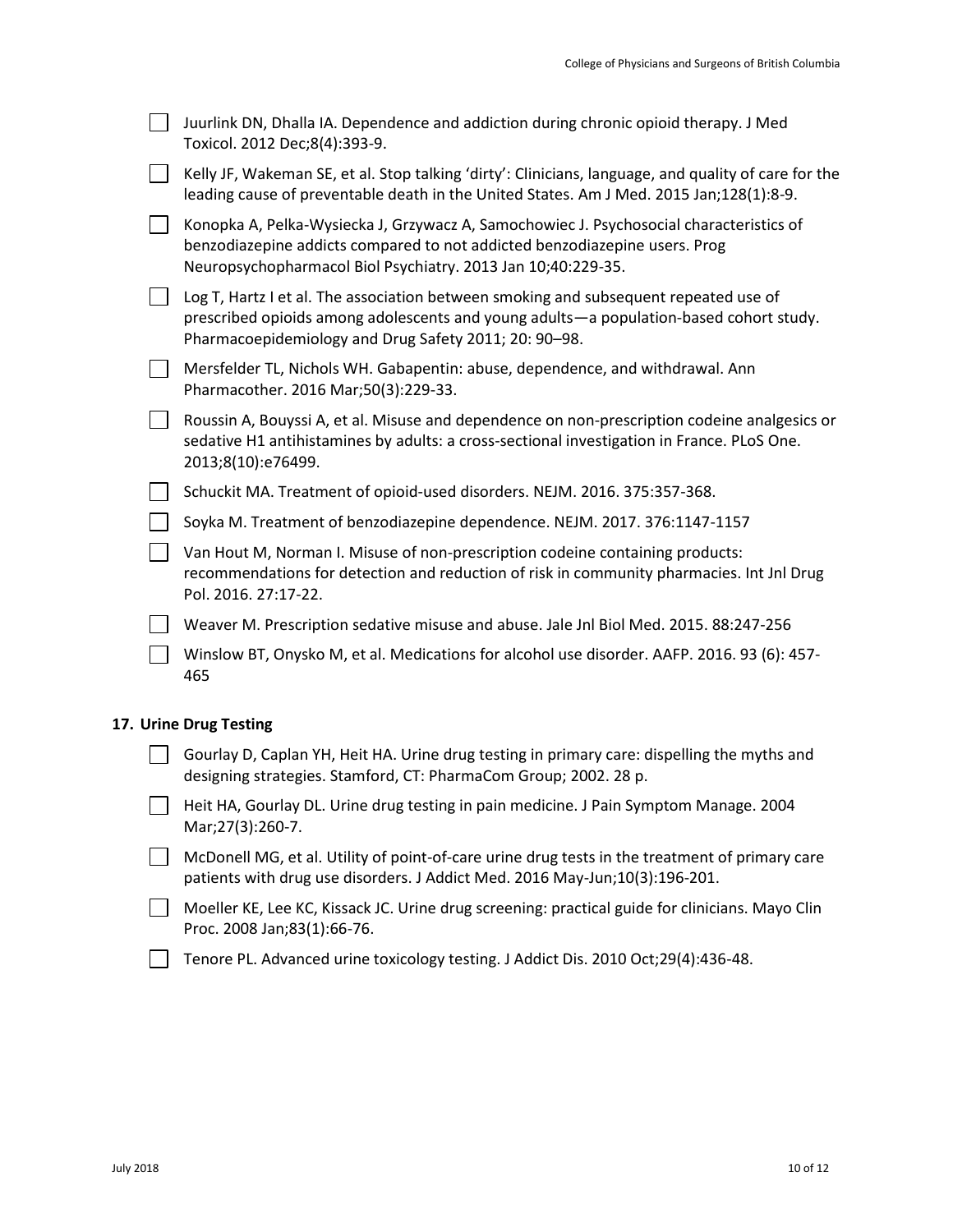- [ ] Juurlink DN, Dhalla IA. Dependence and addiction during chronic opioid therapy. J Med Toxicol. 2012 Dec;8(4):393-9.
- [ ] Kelly JF, Wakeman SE, et al. Stop talking 'dirty': Clinicians, language, and quality of care for the leading cause of preventable death in the United States. Am J Med. 2015 Jan;128(1):8-9.
- [ ] Konopka A, Pelka-Wysiecka J, Grzywacz A, Samochowiec J. Psychosocial characteristics of benzodiazepine addicts compared to not addicted benzodiazepine users. Prog Neuropsychopharmacol Biol Psychiatry. 2013 Jan 10;40:229-35.
- [ ] Log T, Hartz I et al. The association between smoking and subsequent repeated use of prescribed opioids among adolescents and young adults—a population-based cohort study. Pharmacoepidemiology and Drug Safety 2011; 20: 90–98.
- [ ] Mersfelder TL, Nichols WH. Gabapentin: abuse, dependence, and withdrawal. Ann Pharmacother. 2016 Mar;50(3):229-33.
- [ ] Roussin A, Bouyssi A, et al. Misuse and dependence on non-prescription codeine analgesics or sedative H1 antihistamines by adults: a cross-sectional investigation in France. PLoS One. 2013;8(10):e76499.
- [ ] Schuckit MA. Treatment of opioid-used disorders. NEJM. 2016. 375:357-368.
- [ ] Soyka M. Treatment of benzodiazepine dependence. NEJM. 2017. 376:1147-1157
- [ ] Van Hout M, Norman I. Misuse of non-prescription codeine containing products: recommendations for detection and reduction of risk in community pharmacies. Int Jnl Drug Pol. 2016. 27:17-22.
- [ ] Weaver M. Prescription sedative misuse and abuse. Jale Jnl Biol Med. 2015. 88:247-256
- [ ] Winslow BT, Onysko M, et al. Medications for alcohol use disorder. AAFP. 2016. 93 (6): 457-465

## 17. Urine Drug Testing

- [ ] Gourlay D, Caplan YH, Heit HA. Urine drug testing in primary care: dispelling the myths and designing strategies. Stamford, CT: PharmaCom Group; 2002. 28 p.
- [ ] Heit HA, Gourlay DL. Urine drug testing in pain medicine. J Pain Symptom Manage. 2004 Mar;27(3):260-7.
- [ ] McDonell MG, et al. Utility of point-of-care urine drug tests in the treatment of primary care patients with drug use disorders. J Addict Med. 2016 May-Jun;10(3):196-201.
- [ ] Moeller KE, Lee KC, Kissack JC. Urine drug screening: practical guide for clinicians. Mayo Clin Proc. 2008 Jan;83(1):66-76.
- [ ] Tenore PL. Advanced urine toxicology testing. J Addict Dis. 2010 Oct;29(4):436-48.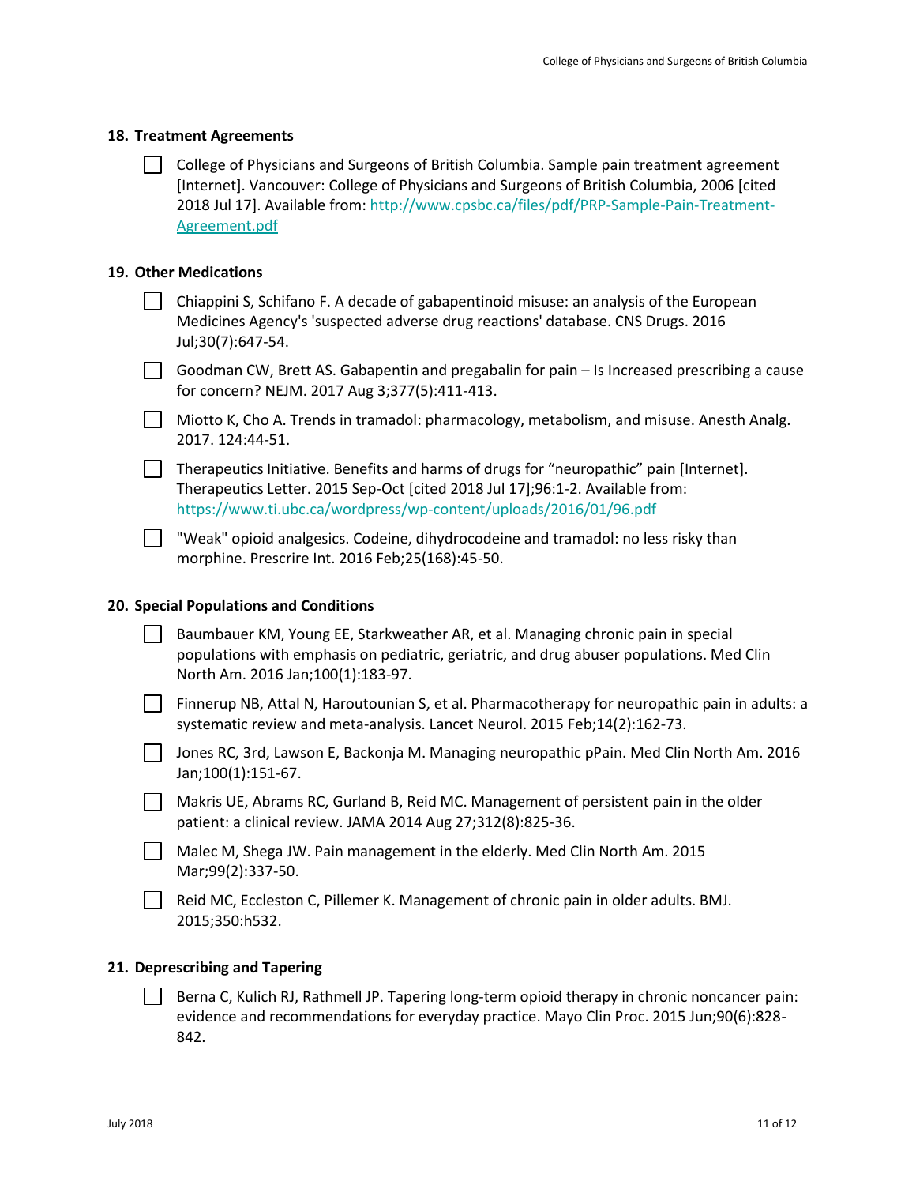## 18. Treatment Agreements

- [ ] College of Physicians and Surgeons of British Columbia. Sample pain treatment agreement [Internet]. Vancouver: College of Physicians and Surgeons of British Columbia, 2006 [cited 2018 Jul 17]. Available from: http://www.cpsbc.ca/files/pdf/PRP-Sample-Pain-Treatment-Agreement.pdf

## 19. Other Medications

- [ ] Chiappini S, Schifano F. A decade of gabapentinoid misuse: an analysis of the European Medicines Agency's 'suspected adverse drug reactions' database. CNS Drugs. 2016 Jul;30(7):647-54.
- [ ] Goodman CW, Brett AS. Gabapentin and pregabalin for pain – Is increased prescribing a cause for concern? NEJM. 2017 Aug 3;377(5):411-413.
- [ ] Miotto K, Cho A. Trends in tramadol: pharmacology, metabolism, and misuse. Anesth Analg. 2017. 124:44-51.
- [ ] Therapeutics Initiative. Benefits and harms of drugs for "neuropathic" pain [Internet]. Therapeutics Letter. 2015 Sep-Oct [cited 2018 Jul 17];96:1-2. Available from: https://www.ti.ubc.ca/wordpress/wp-content/uploads/2016/01/96.pdf
- [ ] "Weak" opioid analgesics. Codeine, dihydrocodeine and tramadol: no less risky than morphine. Prescrire Int. 2016 Feb;25(168):45-50.

## 20. Special Populations and Conditions

- [ ] Baumbauer KM, Young EE, Starkweather AR, et al. Managing chronic pain in special populations with emphasis on pediatric, geriatric, and drug abuser populations. Med Clin North Am. 2016 Jan;100(1):183-97.
- [ ] Finnerup NB, Attal N, Haroutounian S, et al. Pharmacotherapy for neuropathic pain in adults: a systematic review and meta-analysis. Lancet Neurol. 2015 Feb;14(2):162-73.
- [ ] Jones RC, 3rd, Lawson E, Backonja M. Managing neuropathic pPain. Med Clin North Am. 2016 Jan;100(1):151-67.
- [ ] Makris UE, Abrams RC, Gurland B, Reid MC. Management of persistent pain in the older patient: a clinical review. JAMA 2014 Aug 27;312(8):825-36.
- [ ] Malec M, Shega JW. Pain management in the elderly. Med Clin North Am. 2015 Mar;99(2):337-50.
- [ ] Reid MC, Eccleston C, Pillemer K. Management of chronic pain in older adults. BMJ. 2015;350:h532.

## 21. Deprescribing and Tapering

- [ ] Berna C, Kulich RJ, Rathmell JP. Tapering long-term opioid therapy in chronic noncancer pain: evidence and recommendations for everyday practice. Mayo Clin Proc. 2015 Jun;90(6):828-842.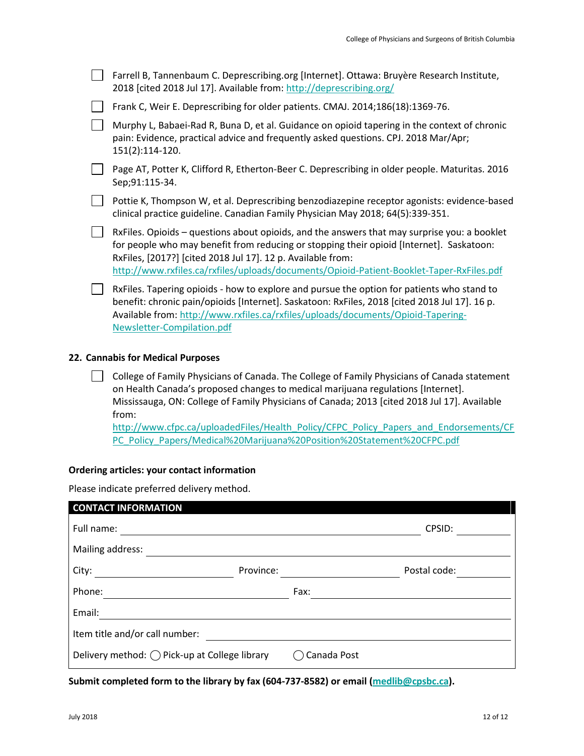- [ ] Farrell B, Tannenbaum C. Deprescribing.org [Internet]. Ottawa: Bruyère Research Institute, 2018 [cited 2018 Jul 17]. Available from: http://deprescribing.org/
- [ ] Frank C, Weir E. Deprescribing for older patients. CMAJ. 2014;186(18):1369-76.
- [ ] Murphy L, Babaei-Rad R, Buna D, et al. Guidance on opioid tapering in the context of chronic pain: Evidence, practical advice and frequently asked questions. CPJ. 2018 Mar/Apr; 151(2):114-120.
- [ ] Page AT, Potter K, Clifford R, Etherton-Beer C. Deprescribing in older people. Maturitas. 2016 Sep;91:115-34.
- [ ] Pottie K, Thompson W, et al. Deprescribing benzodiazepine receptor agonists: evidence-based clinical practice guideline. Canadian Family Physician May 2018; 64(5):339-351.
- [ ] RxFiles. Opioids – questions about opioids, and the answers that may surprise you: a booklet for people who may benefit from reducing or stopping their opioid [Internet]. Saskatoon: RxFiles, [2017?] [cited 2018 Jul 17]. 12 p. Available from: http://www.rxfiles.ca/rxfiles/uploads/documents/Opioid-Patient-Booklet-Taper-RxFiles.pdf
- [ ] RxFiles. Tapering opioids - how to explore and pursue the option for patients who stand to benefit: chronic pain/opioids [Internet]. Saskatoon: RxFiles, 2018 [cited 2018 Jul 17]. 16 p. Available from: http://www.rxfiles.ca/rxfiles/uploads/documents/Opioid-Tapering-Newsletter-Compilation.pdf

### 22. Cannabis for Medical Purposes

- [ ] College of Family Physicians of Canada. The College of Family Physicians of Canada statement on Health Canada's proposed changes to medical marijuana regulations [Internet]. Mississauga, ON: College of Family Physicians of Canada; 2013 [cited 2018 Jul 17]. Available from: http://www.cfpc.ca/uploadedFiles/Health_Policy/CFPC_Policy_Papers_and_Endorsements/CFPC_Policy_Papers/Medical%20Marijuana%20Position%20Statement%20CFPC.pdf

**Ordering articles: your contact information**

Please indicate preferred delivery method.

| CONTACT INFORMATION | | | |
|---|---|---|---|
| Full name: | | CPSID: | |
| Mailing address: | | | |
| City: | Province: | Postal code: | |
| Phone: | Fax: | | |
| Email: | | | |
| Item title and/or call number: | | | |
| Delivery method: ◯ Pick-up at College library | ◯ Canada Post | | |

**Submit completed form to the library by fax (604-737-8582) or email (medlib@cpsbc.ca).**

July 2018